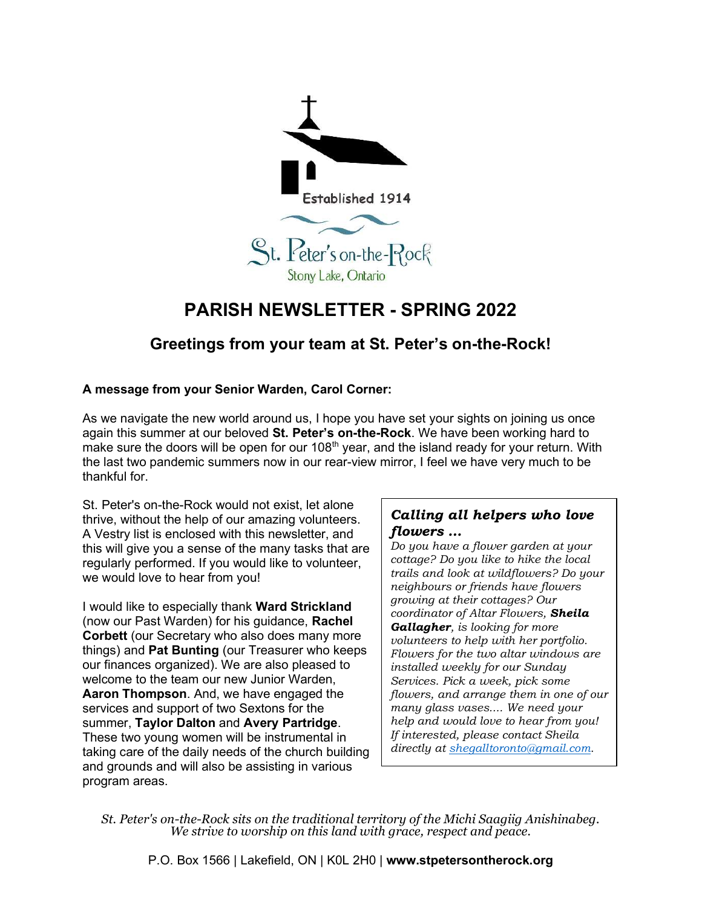Established 1914

St. Peter's on-the-Rock

Stony Lake, Ontario

# PARISH NEWSLETTER - SPRING 2022

## Greetings from your team at St. Peter's on-the-Rock!

**A message from your Senior Warden, Carol Corner:**

As we navigate the new world around us, I hope you have set your sights on joining us once again this summer at our beloved **St. Peter's on-the-Rock**. We have been working hard to make sure the doors will be open for our 108th year, and the island ready for your return. With the last two pandemic summers now in our rear-view mirror, I feel we have very much to be thankful for.

St. Peter's on-the-Rock would not exist, let alone thrive, without the help of our amazing volunteers. A Vestry list is enclosed with this newsletter, and this will give you a sense of the many tasks that are regularly performed. If you would like to volunteer, we would love to hear from you!

I would like to especially thank **Ward Strickland** (now our Past Warden) for his guidance, **Rachel Corbett** (our Secretary who also does many more things) and **Pat Bunting** (our Treasurer who keeps our finances organized). We are also pleased to welcome to the team our new Junior Warden, **Aaron Thompson**. And, we have engaged the services and support of two Sextons for the summer, **Taylor Dalton** and **Avery Partridge**. These two young women will be instrumental in taking care of the daily needs of the church building and grounds and will also be assisting in various program areas.

### *Calling all helpers who love flowers ...*

*Do you have a flower garden at your cottage? Do you like to hike the local trails and look at wildflowers? Do your neighbours or friends have flowers growing at their cottages? Our coordinator of Altar Flowers,* ***Sheila Gallagher****, is looking for more volunteers to help with her portfolio. Flowers for the two altar windows are installed weekly for our Sunday Services. Pick a week, pick some flowers, and arrange them in one of our many glass vases.... We need your help and would love to hear from you! If interested, please contact Sheila directly at [shegalltoronto@gmail.com](mailto:shegalltoronto@gmail.com).*

*St. Peter's on-the-Rock sits on the traditional territory of the Michi Saagiig Anishinabeg. We strive to worship on this land with grace, respect and peace.*

P.O. Box 1566 | Lakefield, ON | K0L 2H0 | **www.stpetersontherock.org**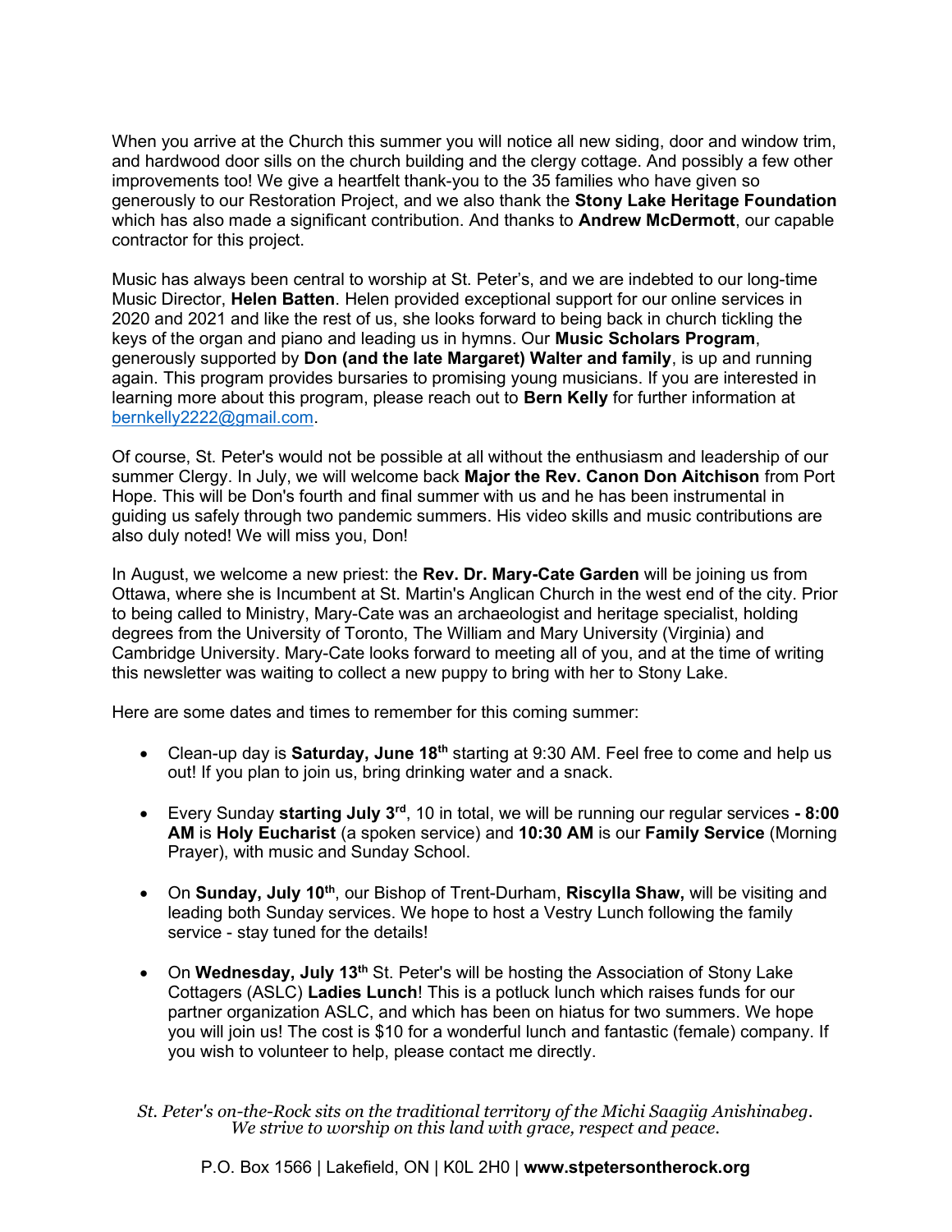When you arrive at the Church this summer you will notice all new siding, door and window trim, and hardwood door sills on the church building and the clergy cottage. And possibly a few other improvements too! We give a heartfelt thank-you to the 35 families who have given so generously to our Restoration Project, and we also thank the **Stony Lake Heritage Foundation** which has also made a significant contribution. And thanks to **Andrew McDermott**, our capable contractor for this project.

Music has always been central to worship at St. Peter's, and we are indebted to our long-time Music Director, **Helen Batten**. Helen provided exceptional support for our online services in 2020 and 2021 and like the rest of us, she looks forward to being back in church tickling the keys of the organ and piano and leading us in hymns. Our **Music Scholars Program**, generously supported by **Don (and the late Margaret) Walter and family**, is up and running again. This program provides bursaries to promising young musicians. If you are interested in learning more about this program, please reach out to **Bern Kelly** for further information at bernkelly2222@gmail.com.

Of course, St. Peter's would not be possible at all without the enthusiasm and leadership of our summer Clergy. In July, we will welcome back **Major the Rev. Canon Don Aitchison** from Port Hope. This will be Don's fourth and final summer with us and he has been instrumental in guiding us safely through two pandemic summers. His video skills and music contributions are also duly noted! We will miss you, Don!

In August, we welcome a new priest: the **Rev. Dr. Mary-Cate Garden** will be joining us from Ottawa, where she is Incumbent at St. Martin's Anglican Church in the west end of the city. Prior to being called to Ministry, Mary-Cate was an archaeologist and heritage specialist, holding degrees from the University of Toronto, The William and Mary University (Virginia) and Cambridge University. Mary-Cate looks forward to meeting all of you, and at the time of writing this newsletter was waiting to collect a new puppy to bring with her to Stony Lake.

Here are some dates and times to remember for this coming summer:

- Clean-up day is **Saturday, June 18th** starting at 9:30 AM. Feel free to come and help us out! If you plan to join us, bring drinking water and a snack.

- Every Sunday **starting July 3rd**, 10 in total, we will be running our regular services **- 8:00 AM** is **Holy Eucharist** (a spoken service) and **10:30 AM** is our **Family Service** (Morning Prayer), with music and Sunday School.

- On **Sunday, July 10th**, our Bishop of Trent-Durham, **Riscylla Shaw,** will be visiting and leading both Sunday services. We hope to host a Vestry Lunch following the family service - stay tuned for the details!

- On **Wednesday, July 13th** St. Peter's will be hosting the Association of Stony Lake Cottagers (ASLC) **Ladies Lunch**! This is a potluck lunch which raises funds for our partner organization ASLC, and which has been on hiatus for two summers. We hope you will join us! The cost is $10 for a wonderful lunch and fantastic (female) company. If you wish to volunteer to help, please contact me directly.

*St. Peter's on-the-Rock sits on the traditional territory of the Michi Saagiig Anishinabeg. We strive to worship on this land with grace, respect and peace.*

P.O. Box 1566 | Lakefield, ON | K0L 2H0 | **www.stpetersontherock.org**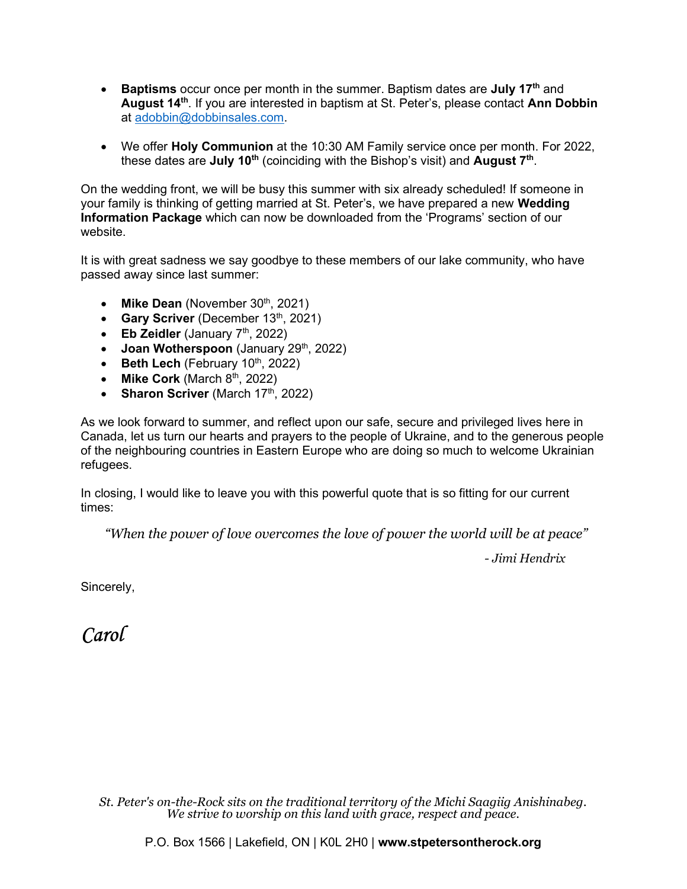- **Baptisms** occur once per month in the summer. Baptism dates are **July 17th** and **August 14th**. If you are interested in baptism at St. Peter's, please contact **Ann Dobbin** at adobbin@dobbinsales.com.

- We offer **Holy Communion** at the 10:30 AM Family service once per month. For 2022, these dates are **July 10th** (coinciding with the Bishop's visit) and **August 7th**.

On the wedding front, we will be busy this summer with six already scheduled! If someone in your family is thinking of getting married at St. Peter's, we have prepared a new **Wedding Information Package** which can now be downloaded from the 'Programs' section of our website.

It is with great sadness we say goodbye to these members of our lake community, who have passed away since last summer:

- **Mike Dean** (November 30th, 2021)
- **Gary Scriver** (December 13th, 2021)
- **Eb Zeidler** (January 7th, 2022)
- **Joan Wotherspoon** (January 29th, 2022)
- **Beth Lech** (February 10th, 2022)
- **Mike Cork** (March 8th, 2022)
- **Sharon Scriver** (March 17th, 2022)

As we look forward to summer, and reflect upon our safe, secure and privileged lives here in Canada, let us turn our hearts and prayers to the people of Ukraine, and to the generous people of the neighbouring countries in Eastern Europe who are doing so much to welcome Ukrainian refugees.

In closing, I would like to leave you with this powerful quote that is so fitting for our current times:

> *"When the power of love overcomes the love of power the world will be at peace"*
>
> *- Jimi Hendrix*

Sincerely,

*Carol*

*St. Peter's on-the-Rock sits on the traditional territory of the Michi Saagiig Anishinabeg. We strive to worship on this land with grace, respect and peace.*

P.O. Box 1566 | Lakefield, ON | K0L 2H0 | **www.stpetersontherock.org**